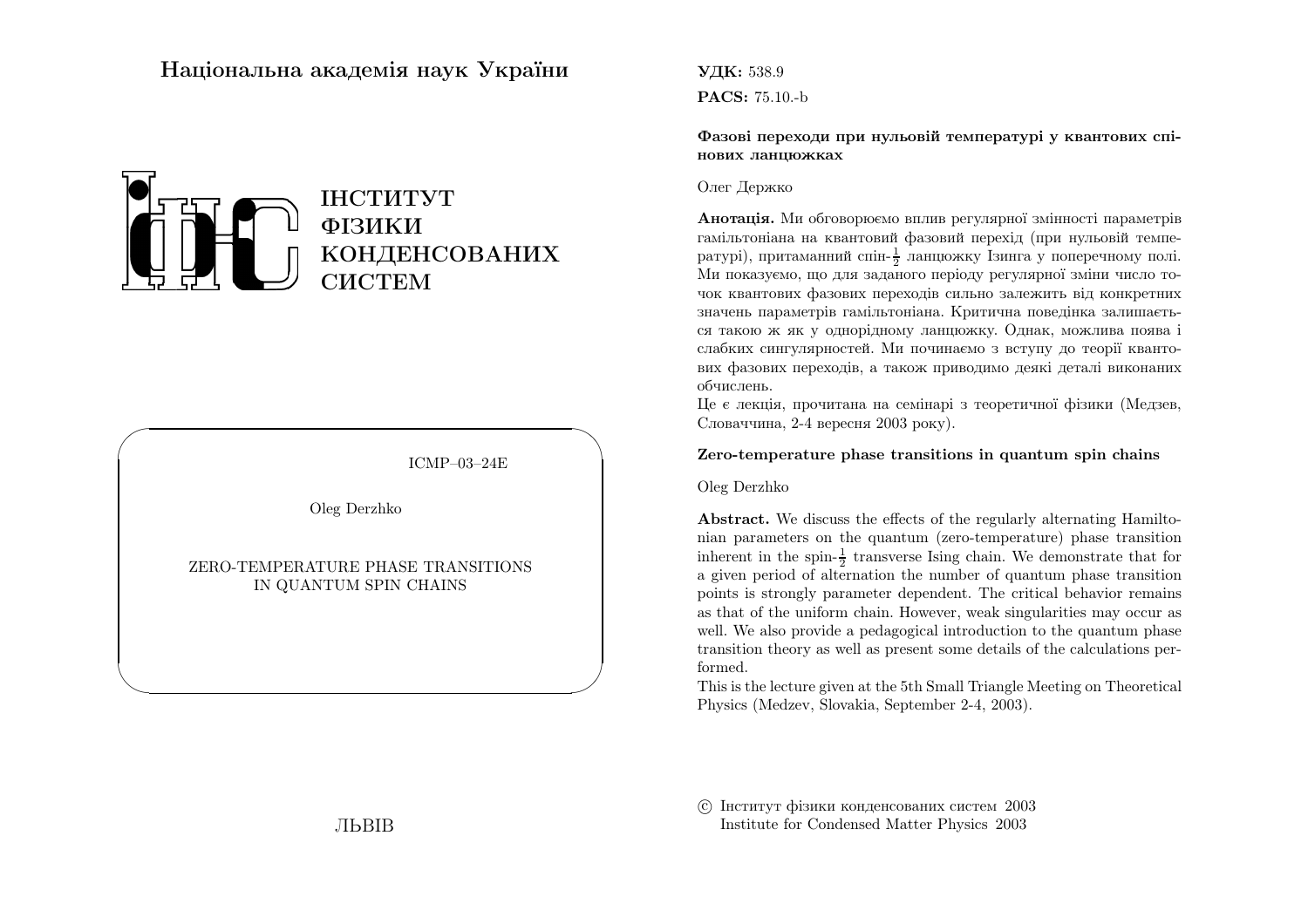**Національна академія наук України**

ІНСТИТУТ
ФІЗИКИ
КОНДЕНСОВАНИХ
СИСТЕМ

ICMP–03–24E

Oleg Derzhko

ZERO-TEMPERATURE PHASE TRANSITIONS IN QUANTUM SPIN CHAINS

ЛЬВІВ

**УДК:** 538.9

**PACS:** 75.10.-b

**Фазові переходи при нульовій температурі у квантових спінових ланцюжках**

Олег Держко

**Анотація.** Ми обговорюємо вплив регулярної змінності параметрів гамільтоніана на квантовий фазовий перехід (при нульовій температурі), притаманний спін-$\frac{1}{2}$ ланцюжку Ізинга у поперечному полі. Ми показуємо, що для заданого періоду регулярної зміни число точок квантових фазових переходів сильно залежить від конкретних значень параметрів гамільтоніана. Критична поведінка залишається такою ж як у однорідному ланцюжку. Однак, можлива поява і слабких сингулярностей. Ми починаємо з вступу до теорії квантових фазових переходів, а також приводимо деякі деталі виконаних обчислень.

Це є лекція, прочитана на семінарі з теоретичної фізики (Медзев, Словаччина, 2-4 вересня 2003 року).

**Zero-temperature phase transitions in quantum spin chains**

Oleg Derzhko

**Abstract.** We discuss the effects of the regularly alternating Hamiltonian parameters on the quantum (zero-temperature) phase transition inherent in the spin-$\frac{1}{2}$ transverse Ising chain. We demonstrate that for a given period of alternation the number of quantum phase transition points is strongly parameter dependent. The critical behavior remains as that of the uniform chain. However, weak singularities may occur as well. We also provide a pedagogical introduction to the quantum phase transition theory as well as present some details of the calculations performed.

This is the lecture given at the 5th Small Triangle Meeting on Theoretical Physics (Medzev, Slovakia, September 2-4, 2003).

© Інститут фізики конденсованих систем 2003
Institute for Condensed Matter Physics 2003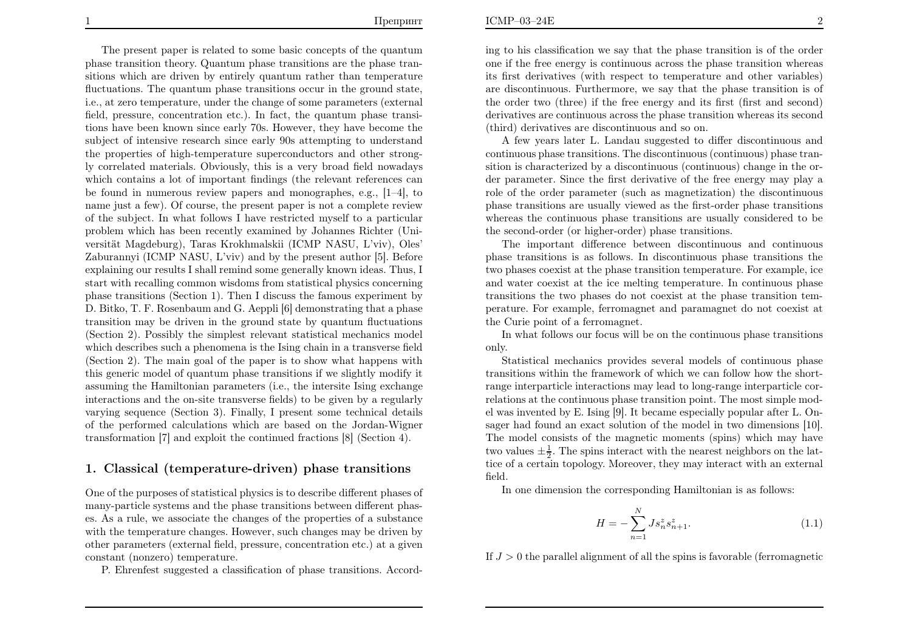The present paper is related to some basic concepts of the quantum phase transition theory. Quantum phase transitions are the phase transitions which are driven by entirely quantum rather than temperature fluctuations. The quantum phase transitions occur in the ground state, i.e., at zero temperature, under the change of some parameters (external field, pressure, concentration etc.). In fact, the quantum phase transitions have been known since early 70s. However, they have become the subject of intensive research since early 90s attempting to understand the properties of high-temperature superconductors and other strongly correlated materials. Obviously, this is a very broad field nowadays which contains a lot of important findings (the relevant references can be found in numerous review papers and monographes, e.g., [1–4], to name just a few). Of course, the present paper is not a complete review of the subject. In what follows I have restricted myself to a particular problem which has been recently examined by Johannes Richter (Universität Magdeburg), Taras Krokhmalskii (ICMP NASU, L'viv), Oles' Zaburannyi (ICMP NASU, L'viv) and by the present author [5]. Before explaining our results I shall remind some generally known ideas. Thus, I start with recalling common wisdoms from statistical physics concerning phase transitions (Section 1). Then I discuss the famous experiment by D. Bitko, T. F. Rosenbaum and G. Aeppli [6] demonstrating that a phase transition may be driven in the ground state by quantum fluctuations (Section 2). Possibly the simplest relevant statistical mechanics model which describes such a phenomena is the Ising chain in a transverse field (Section 2). The main goal of the paper is to show what happens with this generic model of quantum phase transitions if we slightly modify it assuming the Hamiltonian parameters (i.e., the intersite Ising exchange interactions and the on-site transverse fields) to be given by a regularly varying sequence (Section 3). Finally, I present some technical details of the performed calculations which are based on the Jordan-Wigner transformation [7] and exploit the continued fractions [8] (Section 4).

## 1. Classical (temperature-driven) phase transitions

One of the purposes of statistical physics is to describe different phases of many-particle systems and the phase transitions between different phases. As a rule, we associate the changes of the properties of a substance with the temperature changes. However, such changes may be driven by other parameters (external field, pressure, concentration etc.) at a given constant (nonzero) temperature.

P. Ehrenfest suggested a classification of phase transitions. According to his classification we say that the phase transition is of the order one if the free energy is continuous across the phase transition whereas its first derivatives (with respect to temperature and other variables) are discontinuous. Furthermore, we say that the phase transition is of the order two (three) if the free energy and its first (first and second) derivatives are continuous across the phase transition whereas its second (third) derivatives are discontinuous and so on.

A few years later L. Landau suggested to differ discontinuous and continuous phase transitions. The discontinuous (continuous) phase transition is characterized by a discontinuous (continuous) change in the order parameter. Since the first derivative of the free energy may play a role of the order parameter (such as magnetization) the discontinuous phase transitions are usually viewed as the first-order phase transitions whereas the continuous phase transitions are usually considered to be the second-order (or higher-order) phase transitions.

The important difference between discontinuous and continuous phase transitions is as follows. In discontinuous phase transitions the two phases coexist at the phase transition temperature. For example, ice and water coexist at the ice melting temperature. In continuous phase transitions the two phases do not coexist at the phase transition temperature. For example, ferromagnet and paramagnet do not coexist at the Curie point of a ferromagnet.

In what follows our focus will be on the continuous phase transitions only.

Statistical mechanics provides several models of continuous phase transitions within the framework of which we can follow how the short-range interparticle interactions may lead to long-range interparticle correlations at the continuous phase transition point. The most simple model was invented by E. Ising [9]. It became especially popular after L. Onsager had found an exact solution of the model in two dimensions [10]. The model consists of the magnetic moments (spins) which may have two values $\pm\frac{1}{2}$. The spins interact with the nearest neighbors on the lattice of a certain topology. Moreover, they may interact with an external field.

In one dimension the corresponding Hamiltonian is as follows:

$$H = -\sum_{n=1}^{N} J s_n^z s_{n+1}^z. \tag{1.1}$$

If $J > 0$ the parallel alignment of all the spins is favorable (ferromagnetic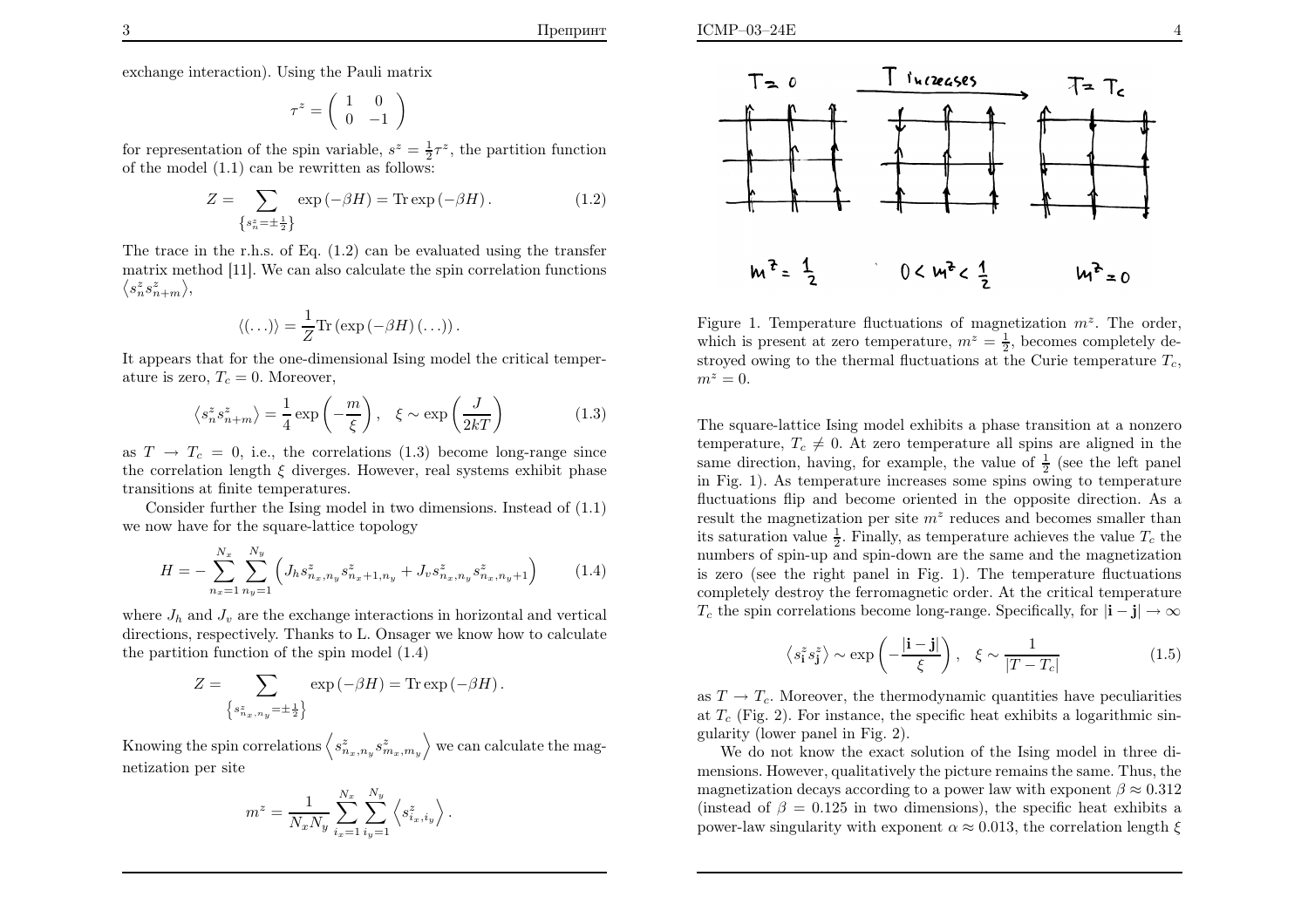exchange interaction). Using the Pauli matrix

$$\tau^z = \begin{pmatrix} 1 & 0 \\ 0 & -1 \end{pmatrix}$$

for representation of the spin variable, $s^z = \frac{1}{2}\tau^z$, the partition function of the model (1.1) can be rewritten as follows:

$$Z = \sum_{\left\{s_n^z = \pm\frac{1}{2}\right\}} \exp\left(-\beta H\right) = \mathrm{Tr} \exp\left(-\beta H\right). \tag{1.2}$$

The trace in the r.h.s. of Eq. (1.2) can be evaluated using the transfer matrix method [11]. We can also calculate the spin correlation functions $\left\langle s_n^z s_{n+m}^z \right\rangle$,

$$\langle (\ldots) \rangle = \frac{1}{Z} \mathrm{Tr} \left( \exp\left(-\beta H\right) (\ldots) \right).$$

It appears that for the one-dimensional Ising model the critical temperature is zero, $T_c = 0$. Moreover,

$$\left\langle s_n^z s_{n+m}^z \right\rangle = \frac{1}{4} \exp\left(-\frac{m}{\xi}\right), \quad \xi \sim \exp\left(\frac{J}{2kT}\right) \tag{1.3}$$

as $T \to T_c = 0$, i.e., the correlations (1.3) become long-range since the correlation length $\xi$ diverges. However, real systems exhibit phase transitions at finite temperatures.

Consider further the Ising model in two dimensions. Instead of (1.1) we now have for the square-lattice topology

$$H = -\sum_{n_x=1}^{N_x} \sum_{n_y=1}^{N_y} \left( J_h s_{n_x,n_y}^z s_{n_x+1,n_y}^z + J_v s_{n_x,n_y}^z s_{n_x,n_y+1}^z \right) \tag{1.4}$$

where $J_h$ and $J_v$ are the exchange interactions in horizontal and vertical directions, respectively. Thanks to L. Onsager we know how to calculate the partition function of the spin model (1.4)

$$Z = \sum_{\left\{s_{n_x,n_y}^z = \pm\frac{1}{2}\right\}} \exp\left(-\beta H\right) = \mathrm{Tr} \exp\left(-\beta H\right).$$

Knowing the spin correlations $\left\langle s_{n_x,n_y}^z s_{m_x,m_y}^z \right\rangle$ we can calculate the magnetization per site

$$m^z = \frac{1}{N_x N_y} \sum_{i_x=1}^{N_x} \sum_{i_y=1}^{N_y} \left\langle s_{i_x,i_y}^z \right\rangle.$$

Figure 1. Temperature fluctuations of magnetization $m^z$. The order, which is present at zero temperature, $m^z = \frac{1}{2}$, becomes completely destroyed owing to the thermal fluctuations at the Curie temperature $T_c$, $m^z = 0$.

The square-lattice Ising model exhibits a phase transition at a nonzero temperature, $T_c \neq 0$. At zero temperature all spins are aligned in the same direction, having, for example, the value of $\frac{1}{2}$ (see the left panel in Fig. 1). As temperature increases some spins owing to temperature fluctuations flip and become oriented in the opposite direction. As a result the magnetization per site $m^z$ reduces and becomes smaller than its saturation value $\frac{1}{2}$. Finally, as temperature achieves the value $T_c$ the numbers of spin-up and spin-down are the same and the magnetization is zero (see the right panel in Fig. 1). The temperature fluctuations completely destroy the ferromagnetic order. At the critical temperature $T_c$ the spin correlations become long-range. Specifically, for $|\mathbf{i} - \mathbf{j}| \to \infty$

$$\left\langle s_{\mathbf{i}}^z s_{\mathbf{j}}^z \right\rangle \sim \exp\left(-\frac{|\mathbf{i} - \mathbf{j}|}{\xi}\right), \quad \xi \sim \frac{1}{|T - T_c|} \tag{1.5}$$

as $T \to T_c$. Moreover, the thermodynamic quantities have peculiarities at $T_c$ (Fig. 2). For instance, the specific heat exhibits a logarithmic singularity (see lower panel in Fig. 2).

We do not know the exact solution of the Ising model in three dimensions. However, qualitatively the picture remains the same. Thus, the magnetization decays according to a power law with exponent $\beta \approx 0.312$ (instead of $\beta = 0.125$ in two dimensions), the specific heat exhibits a power-law singularity with exponent $\alpha \approx 0.013$, the correlation length $\xi$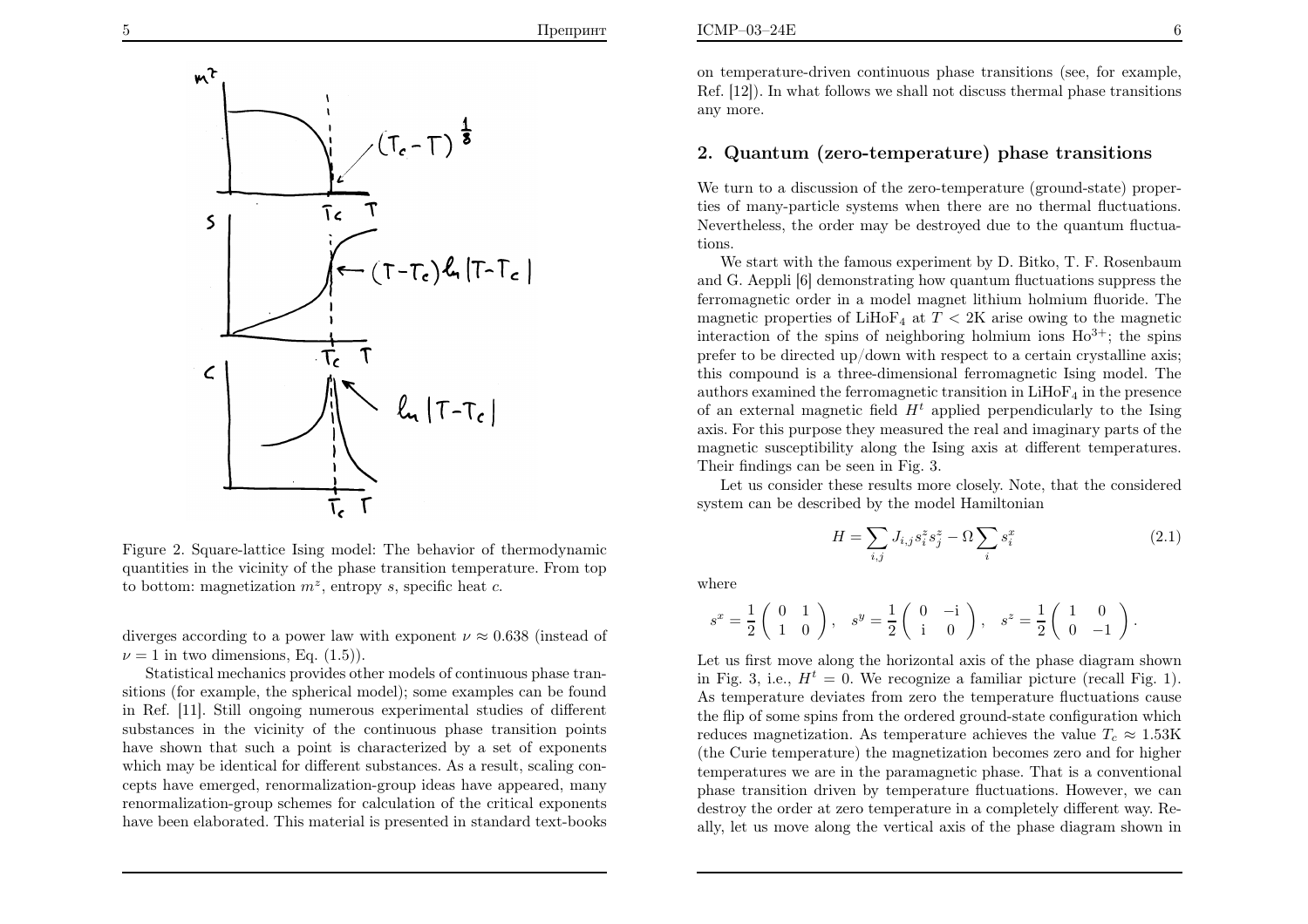Figure 2. Square-lattice Ising model: The behavior of thermodynamic quantities in the vicinity of the phase transition temperature. From top to bottom: magnetization $m^z$, entropy $s$, specific heat $c$.

diverges according to a power law with exponent $\nu \approx 0.638$ (instead of $\nu = 1$ in two dimensions, Eq. (1.5)).

Statistical mechanics provides other models of continuous phase transitions (for example, the spherical model); some examples can be found in Ref. [11]. Still ongoing numerous experimental studies of different substances in the vicinity of the continuous phase transition points have shown that such a point is characterized by a set of exponents which may be identical for different substances. As a result, scaling concepts have emerged, renormalization-group ideas have appeared, many renormalization-group schemes for calculation of the critical exponents have been elaborated. This material is presented in standard text-books on temperature-driven continuous phase transitions (see, for example, Ref. [12]). In what follows we shall not discuss thermal phase transitions any more.

## 2. Quantum (zero-temperature) phase transitions

We turn to a discussion of the zero-temperature (ground-state) properties of many-particle systems when there are no thermal fluctuations. Nevertheless, the order may be destroyed due to the quantum fluctuations.

We start with the famous experiment by D. Bitko, T. F. Rosenbaum and G. Aeppli [6] demonstrating how quantum fluctuations suppress the ferromagnetic order in a model magnet lithium holmium fluoride. The magnetic properties of $\mathrm{LiHoF_4}$ at $T < 2\mathrm{K}$ arise owing to the magnetic interaction of the spins of neighboring holmium ions $\mathrm{Ho}^{3+}$; the spins prefer to be directed up/down with respect to a certain crystalline axis; this compound is a three-dimensional ferromagnetic Ising model. The authors examined the ferromagnetic transition in $\mathrm{LiHoF_4}$ in the presence of an external magnetic field $H^t$ applied perpendicularly to the Ising axis. For this purpose they measured the real and imaginary parts of the magnetic susceptibility along the Ising axis at different temperatures. Their findings can be seen in Fig. 3.

Let us consider these results more closely. Note, that the considered system can be described by the model Hamiltonian

$$H = \sum_{i,j} J_{i,j} s_i^z s_j^z - \Omega \sum_i s_i^x \tag{2.1}$$

where

$$s^x = \frac{1}{2}\begin{pmatrix} 0 & 1 \\ 1 & 0 \end{pmatrix}, \quad s^y = \frac{1}{2}\begin{pmatrix} 0 & -\mathrm{i} \\ \mathrm{i} & 0 \end{pmatrix}, \quad s^z = \frac{1}{2}\begin{pmatrix} 1 & 0 \\ 0 & -1 \end{pmatrix}.$$

Let us first move along the horizontal axis of the phase diagram shown in Fig. 3, i.e., $H^t = 0$. We recognize a familiar picture (recall Fig. 1). As temperature deviates from zero the temperature fluctuations cause the flip of some spins from the ordered ground-state configuration which reduces magnetization. As temperature achieves the value $T_c \approx 1.53\mathrm{K}$ (the Curie temperature) the magnetization becomes zero and for higher temperatures we are in the paramagnetic phase. That is a conventional phase transition driven by temperature fluctuations. However, we can destroy the order at zero temperature in a completely different way. Really, let us move along the vertical axis of the phase diagram shown in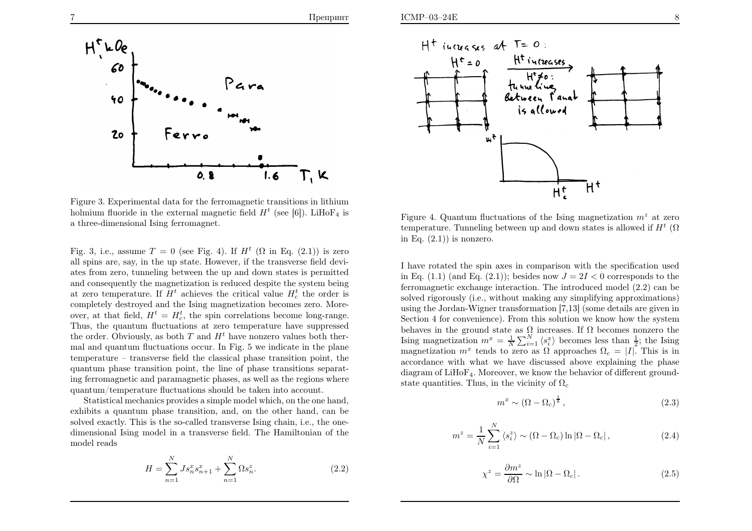Figure 3. Experimental data for the ferromagnetic transitions in lithium holmium fluoride in the external magnetic field $H^t$ (see [6]). LiHoF$_4$ is a three-dimensional Ising ferromagnet.

Fig. 3, i.e., assume $T = 0$ (see Fig. 4). If $H^t$ ($\Omega$ in Eq. (2.1)) is zero all spins are, say, in the up state. However, if the transverse field deviates from zero, tunneling between the up and down states is permitted and consequently the magnetization is reduced despite the system being at zero temperature. If $H^t$ achieves the critical value $H^t_c$ the order is completely destroyed and the Ising magnetization becomes zero. Moreover, at that field, $H^t = H^t_c$, the spin correlations become long-range. Thus, the quantum fluctuations at zero temperature have suppressed the order. Obviously, as both $T$ and $H^t$ have nonzero values both thermal and quantum fluctuations occur. In Fig. 5 we indicate in the plane temperature – transverse field the classical phase transition point, the quantum phase transition point, the line of phase transitions separating ferromagnetic and paramagnetic phases, as well as the regions where quantum/temperature fluctuations should be taken into account.

Statistical mechanics provides a simple model which, on the one hand, exhibits a quantum phase transition, and, on the other hand, can be solved exactly. This is the so-called transverse Ising chain, i.e., the one-dimensional Ising model in a transverse field. The Hamiltonian of the model reads

$$H = \sum_{n=1}^{N} J s_n^x s_{n+1}^x + \sum_{n=1}^{N} \Omega s_n^z. \tag{2.2}$$

Figure 4. Quantum fluctuations of the Ising magnetization $m^z$ at zero temperature. Tunneling between up and down states is allowed if $H^t$ ($\Omega$ in Eq. (2.1)) is nonzero.

I have rotated the spin axes in comparison with the specification used in Eq. (1.1) (and Eq. (2.1)); besides now $J = 2I < 0$ corresponds to the ferromagnetic exchange interaction. The introduced model (2.2) can be solved rigorously (i.e., without making any simplifying approximations) using the Jordan-Wigner transformation [7,13] (some details are given in Section 4 for convenience). From this solution we know how the system behaves in the ground state as $\Omega$ increases. If $\Omega$ becomes nonzero the Ising magnetization $m^x = \frac{1}{N}\sum_{i=1}^{N}\langle s_i^x\rangle$ becomes less than $\frac{1}{2}$; the Ising magnetization $m^x$ tends to zero as $\Omega$ approaches $\Omega_c = |I|$. This is in accordance with what we have discussed above explaining the phase diagram of LiHoF$_4$. Moreover, we know the behavior of different ground-state quantities. Thus, in the vicinity of $\Omega_c$

$$m^x \sim (\Omega - \Omega_c)^{\frac{1}{8}}, \tag{2.3}$$

$$m^z = \frac{1}{N}\sum_{i=1}^{N}\langle s_i^z\rangle \sim (\Omega - \Omega_c)\ln|\Omega - \Omega_c|, \tag{2.4}$$

$$\chi^z = \frac{\partial m^z}{\partial \Omega} \sim \ln|\Omega - \Omega_c|. \tag{2.5}$$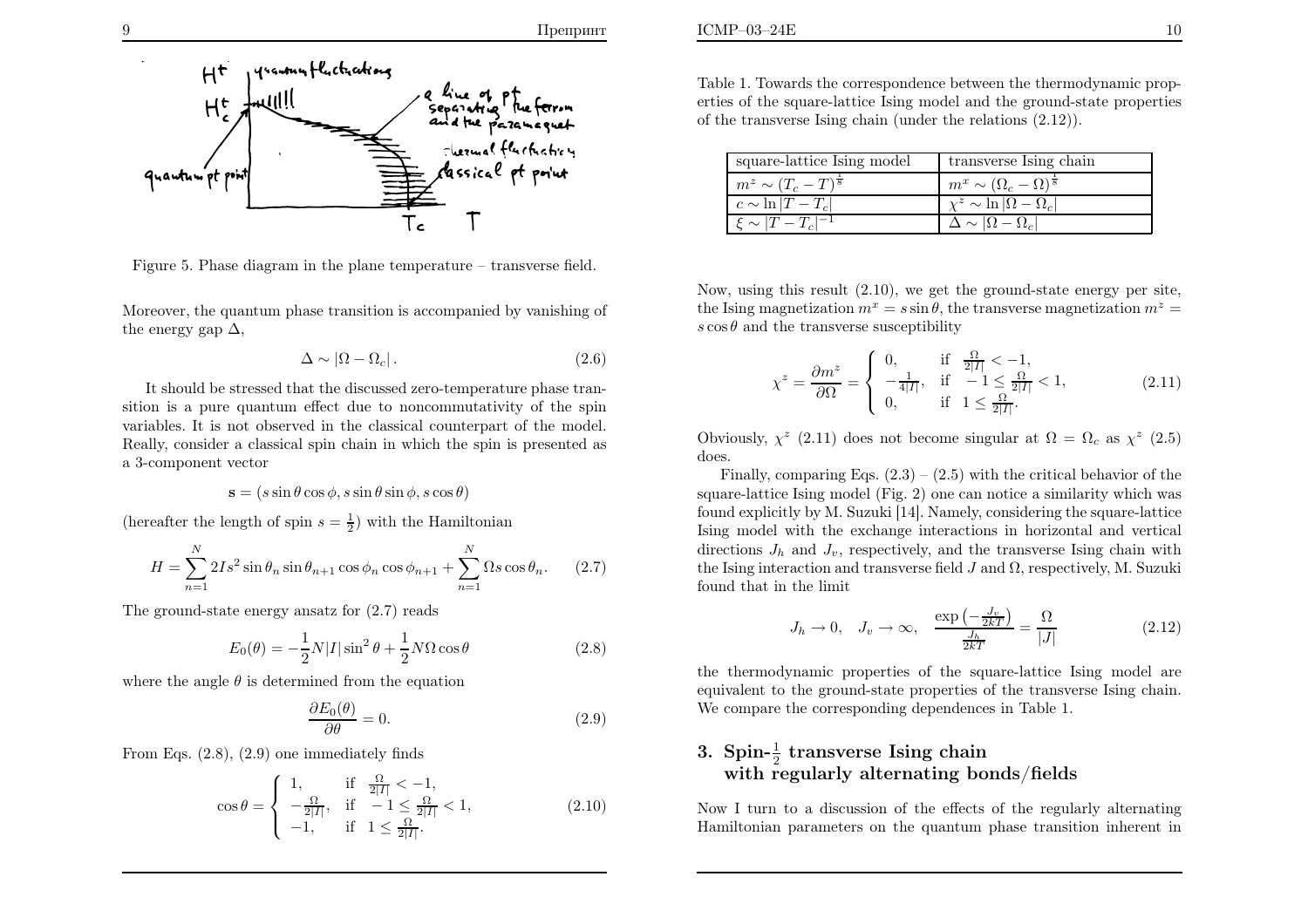Figure 5. Phase diagram in the plane temperature – transverse field.

Moreover, the quantum phase transition is accompanied by vanishing of the energy gap $\Delta$,

$$\Delta \sim |\Omega - \Omega_c| \,. \tag{2.6}$$

It should be stressed that the discussed zero-temperature phase transition is a pure quantum effect due to noncommutativity of the spin variables. It is not observed in the classical counterpart of the model. Really, consider a classical spin chain in which the spin is presented as a 3-component vector

$$\mathbf{s} = (s \sin\theta \cos\phi, s \sin\theta \sin\phi, s \cos\theta)$$

(hereafter the length of spin $s = \frac{1}{2}$) with the Hamiltonian

$$H = \sum_{n=1}^{N} 2Is^2 \sin\theta_n \sin\theta_{n+1} \cos\phi_n \cos\phi_{n+1} + \sum_{n=1}^{N} \Omega s \cos\theta_n. \tag{2.7}$$

The ground-state energy ansatz for (2.7) reads

$$E_0(\theta) = -\frac{1}{2}N|I| \sin^2\theta + \frac{1}{2}N\Omega\cos\theta \tag{2.8}$$

where the angle $\theta$ is determined from the equation

$$\frac{\partial E_0(\theta)}{\partial\theta} = 0. \tag{2.9}$$

From Eqs. (2.8), (2.9) one immediately finds

$$\cos\theta = \begin{cases} 1, & \text{if } \frac{\Omega}{2|I|} < -1, \\ -\frac{\Omega}{2|I|}, & \text{if } -1 \leq \frac{\Omega}{2|I|} < 1, \\ -1, & \text{if } 1 \leq \frac{\Omega}{2|I|}. \end{cases} \tag{2.10}$$

Table 1. Towards the correspondence between the thermodynamic properties of the square-lattice Ising model and the ground-state properties of the transverse Ising chain (under the relations (2.12)).

| square-lattice Ising model | transverse Ising chain |
|---|---|
| $m^z \sim (T_c - T)^{\frac{1}{8}}$ | $m^x \sim (\Omega_c - \Omega)^{\frac{1}{8}}$ |
| $c \sim \ln\|T - T_c\|$ | $\chi^z \sim \ln\|\Omega - \Omega_c\|$ |
| $\xi \sim \|T - T_c\|^{-1}$ | $\Delta \sim \|\Omega - \Omega_c\|$ |

Now, using this result (2.10), we get the ground-state energy per site, the Ising magnetization $m^x = s\sin\theta$, the transverse magnetization $m^z = s\cos\theta$ and the transverse susceptibility

$$\chi^z = \frac{\partial m^z}{\partial\Omega} = \begin{cases} 0, & \text{if } \frac{\Omega}{2|I|} < -1, \\ -\frac{1}{4|I|}, & \text{if } -1 \leq \frac{\Omega}{2|I|} < 1, \\ 0, & \text{if } 1 \leq \frac{\Omega}{2|I|}. \end{cases} \tag{2.11}$$

Obviously, $\chi^z$ (2.11) does not become singular at $\Omega = \Omega_c$ as $\chi^z$ (2.5) does.

Finally, comparing Eqs. (2.3) – (2.5) with the critical behavior of the square-lattice Ising model (Fig. 2) one can notice a similarity which was found explicitly by M. Suzuki [14]. Namely, considering the square-lattice Ising model with the exchange interactions in horizontal and vertical directions $J_h$ and $J_v$, respectively, and the transverse Ising chain with the Ising interaction and transverse field $J$ and $\Omega$, respectively, M. Suzuki found that in the limit

$$J_h \to 0, \quad J_v \to \infty, \quad \frac{\exp\left(-\frac{J_v}{2kT}\right)}{\frac{J_h}{2kT}} = \frac{\Omega}{|J|} \tag{2.12}$$

the thermodynamic properties of the square-lattice Ising model are equivalent to the ground-state properties of the transverse Ising chain. We compare the corresponding dependences in Table 1.

## 3. Spin-$\frac{1}{2}$ transverse Ising chain with regularly alternating bonds/fields

Now I turn to a discussion of the effects of the regularly alternating Hamiltonian parameters on the quantum phase transition inherent in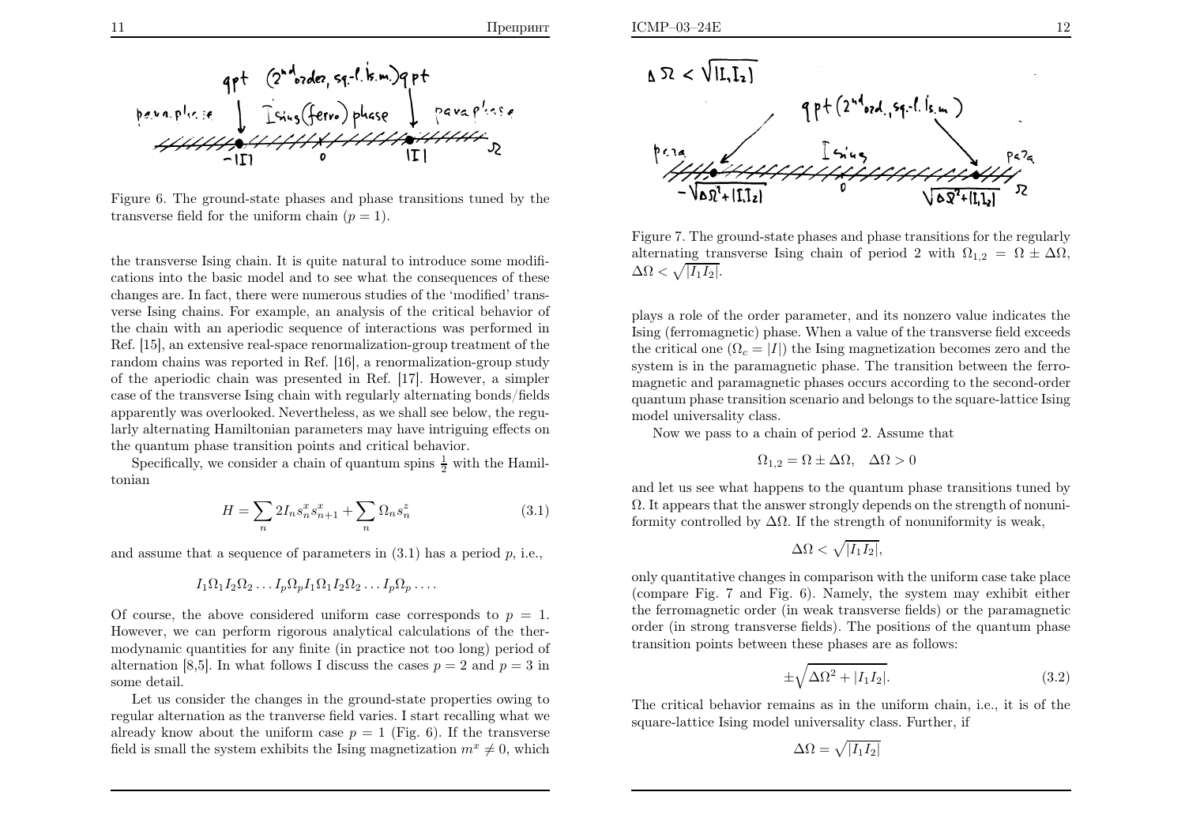Figure 6. The ground-state phases and phase transitions tuned by the transverse field for the uniform chain ($p = 1$).

the transverse Ising chain. It is quite natural to introduce some modifications into the basic model and to see what the consequences of these changes are. In fact, there were numerous studies of the 'modified' transverse Ising chains. For example, an analysis of the critical behavior of the chain with an aperiodic sequence of interactions was performed in Ref. [15], an extensive real-space renormalization-group treatment of the random chains was reported in Ref. [16], a renormalization-group study of the aperiodic chain was presented in Ref. [17]. However, a simpler case of the transverse Ising chain with regularly alternating bonds/fields apparently was overlooked. Nevertheless, as we shall see below, the regularly alternating Hamiltonian parameters may have intriguing effects on the quantum phase transition points and critical behavior.

Specifically, we consider a chain of quantum spins $\frac{1}{2}$ with the Hamiltonian

$$H = \sum_n 2I_n s_n^x s_{n+1}^x + \sum_n \Omega_n s_n^z \tag{3.1}$$

and assume that a sequence of parameters in (3.1) has a period $p$, i.e.,

$$I_1\Omega_1 I_2\Omega_2 \ldots I_p\Omega_p I_1\Omega_1 I_2\Omega_2 \ldots I_p\Omega_p \ldots.$$

Of course, the above considered uniform case corresponds to $p = 1$. However, we can perform rigorous analytical calculations of the thermodynamic quantities for any finite (in practice not too long) period of alternation [8,5]. In what follows I discuss the cases $p = 2$ and $p = 3$ in some detail.

Let us consider the changes in the ground-state properties owing to regular alternation as the tranverse field varies. I start recalling what we already know about the uniform case $p = 1$ (Fig. 6). If the transverse field is small the system exhibits the Ising magnetization $m^x \neq 0$, which plays a role of the order parameter, and its nonzero value indicates the Ising (ferromagnetic) phase. When a value of the transverse field exceeds the critical one ($\Omega_c = |I|$) the Ising magnetization becomes zero and the system is in the paramagnetic phase. The transition between the ferromagnetic and paramagnetic phases occurs according to the second-order quantum phase transition scenario and belongs to the square-lattice Ising model universality class.

Figure 7. The ground-state phases and phase transitions for the regularly alternating transverse Ising chain of period 2 with $\Omega_{1,2} = \Omega \pm \Delta\Omega$, $\Delta\Omega < \sqrt{|I_1 I_2|}$.

Now we pass to a chain of period 2. Assume that

$$\Omega_{1,2} = \Omega \pm \Delta\Omega, \quad \Delta\Omega > 0$$

and let us see what happens to the quantum phase transitions tuned by $\Omega$. It appears that the answer strongly depends on the strength of nonuniformity controlled by $\Delta\Omega$. If the strength of nonuniformity is weak,

$$\Delta\Omega < \sqrt{|I_1 I_2|},$$

only quantitative changes in comparison with the uniform case take place (compare Fig. 7 and Fig. 6). Namely, the system may exhibit either the ferromagnetic order (in weak transverse fields) or the paramagnetic order (in strong transverse fields). The positions of the quantum phase transition points between these phases are as follows:

$$\pm\sqrt{\Delta\Omega^2 + |I_1 I_2|}. \tag{3.2}$$

The critical behavior remains as in the uniform chain, i.e., it is of the square-lattice Ising model universality class. Further, if

$$\Delta\Omega = \sqrt{|I_1 I_2|}$$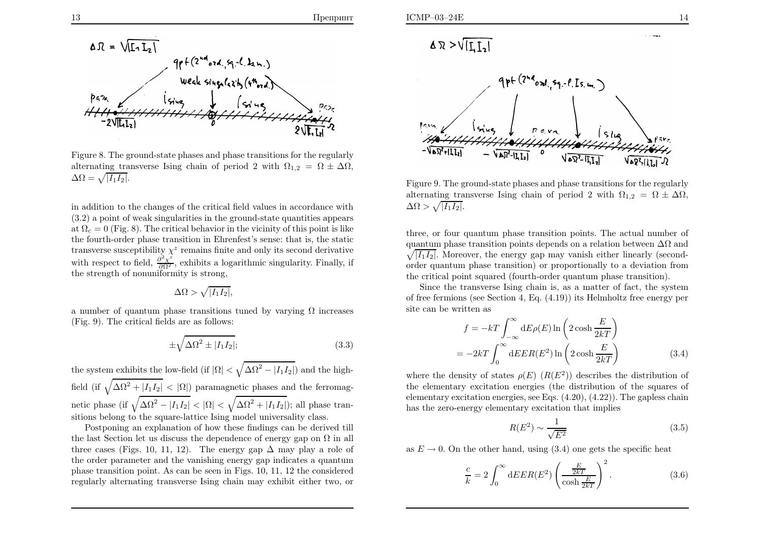Figure 8. The ground-state phases and phase transitions for the regularly alternating transverse Ising chain of period 2 with $\Omega_{1,2} = \Omega \pm \Delta\Omega$, $\Delta\Omega = \sqrt{|I_1 I_2|}$.

in addition to the changes of the critical field values in accordance with (3.2) a point of weak singularities in the ground-state quantities appears at $\Omega_c = 0$ (Fig. 8). The critical behavior in the vicinity of this point is like the fourth-order phase transition in Ehrenfest's sense: that is, the static transverse susceptibility $\chi^z$ remains finite and only its second derivative with respect to field, $\frac{\partial^2 \chi^z}{\partial \Omega^2}$, exhibits a logarithmic singularity. Finally, if the strength of nonuniformity is strong,

$$\Delta\Omega > \sqrt{|I_1 I_2|},$$

a number of quantum phase transitions tuned by varying $\Omega$ increases (Fig. 9). The critical fields are as follows:

$$\pm\sqrt{\Delta\Omega^2 \pm |I_1 I_2|}; \tag{3.3}$$

the system exhibits the low-field (if $|\Omega| < \sqrt{\Delta\Omega^2 - |I_1 I_2|}$) and the high-field (if $\sqrt{\Delta\Omega^2 + |I_1 I_2|} < |\Omega|$) paramagnetic phases and the ferromagnetic phase (if $\sqrt{\Delta\Omega^2 - |I_1 I_2|} < |\Omega| < \sqrt{\Delta\Omega^2 + |I_1 I_2|}$); all phase transitions belong to the square-lattice Ising model universality class.

Postponing an explanation of how these findings can be derived till the last Section let us discuss the dependence of energy gap on $\Omega$ in all three cases (Figs. 10, 11, 12). The energy gap $\Delta$ may play a role of the order parameter and the vanishing energy gap indicates a quantum phase transition point. As can be seen in Figs. 10, 11, 12 the considered regularly alternating transverse Ising chain may exhibit either two, or three, or four quantum phase transition points. The actual number of quantum phase transition points depends on a relation between $\Delta\Omega$ and $\sqrt{|I_1 I_2|}$. Moreover, the energy gap may vanish either linearly (second-order quantum phase transition) or proportionally to a deviation from the critical point squared (fourth-order quantum phase transition).

Figure 9. The ground-state phases and phase transitions for the regularly alternating transverse Ising chain of period 2 with $\Omega_{1,2} = \Omega \pm \Delta\Omega$, $\Delta\Omega > \sqrt{|I_1 I_2|}$.

Since the transverse Ising chain is, as a matter of fact, the system of free fermions (see Section 4, Eq. (4.19)) its Helmholtz free energy per site can be written as

$$f = -kT \int_{-\infty}^{\infty} \mathrm{d}E \rho(E) \ln\left(2\cosh\frac{E}{2kT}\right)$$
$$= -2kT \int_{0}^{\infty} \mathrm{d}E E R(E^2) \ln\left(2\cosh\frac{E}{2kT}\right) \tag{3.4}$$

where the density of states $\rho(E)$ ($R(E^2)$) describes the distribution of the elementary excitation energies (the distribution of the squares of elementary excitation energies, see Eqs. (4.20), (4.22)). The gapless chain has the zero-energy elementary excitation that implies

$$R(E^2) \sim \frac{1}{\sqrt{E^2}} \tag{3.5}$$

as $E \to 0$. On the other hand, using (3.4) one gets the specific heat

$$\frac{c}{k} = 2\int_{0}^{\infty} \mathrm{d}E E R(E^2) \left(\frac{\frac{E}{2kT}}{\cosh\frac{E}{2kT}}\right)^2. \tag{3.6}$$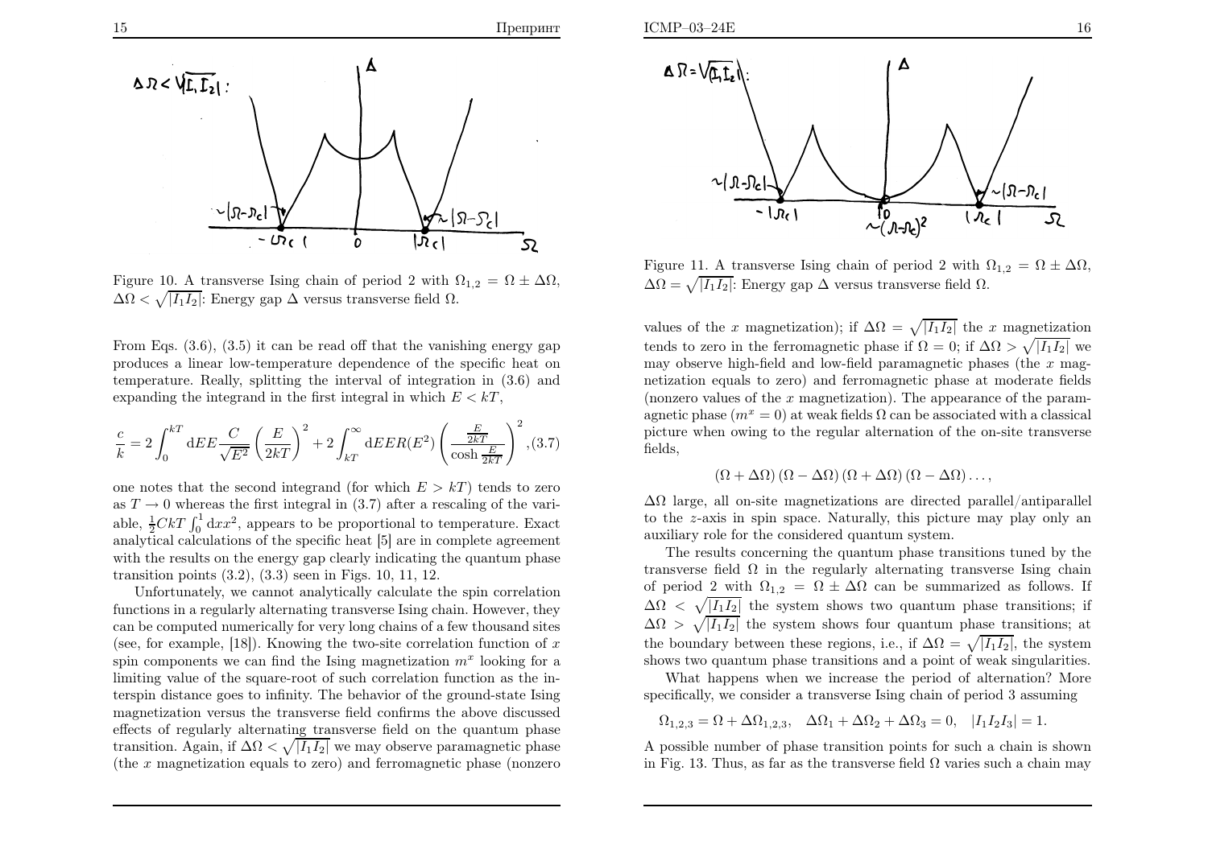Figure 10. A transverse Ising chain of period 2 with $\Omega_{1,2} = \Omega \pm \Delta\Omega$, $\Delta\Omega < \sqrt{|I_1 I_2|}$: Energy gap $\Delta$ versus transverse field $\Omega$.

From Eqs. (3.6), (3.5) it can be read off that the vanishing energy gap produces a linear low-temperature dependence of the specific heat on temperature. Really, splitting the interval of integration in (3.6) and expanding the integrand in the first integral in which $E < kT$,

$$\frac{c}{k} = 2\int_0^{kT} \mathrm{d}EE\frac{C}{\sqrt{E^2}}\left(\frac{E}{2kT}\right)^2 + 2\int_{kT}^{\infty} \mathrm{d}EER(E^2)\left(\frac{\frac{E}{2kT}}{\cosh\frac{E}{2kT}}\right)^2, \quad (3.7)$$

one notes that the second integrand (for which $E > kT$) tends to zero as $T \to 0$ whereas the first integral in (3.7) after a rescaling of the variable, $\frac{1}{2}CkT\int_0^1 \mathrm{d}xx^2$, appears to be proportional to temperature. Exact analytical calculations of the specific heat [5] are in complete agreement with the results on the energy gap clearly indicating the quantum phase transition points (3.2), (3.3) seen in Figs. 10, 11, 12.

Unfortunately, we cannot analytically calculate the spin correlation functions in a regularly alternating transverse Ising chain. However, they can be computed numerically for very long chains of a few thousand sites (see, for example, [18]). Knowing the two-site correlation function of $x$ spin components we can find the Ising magnetization $m^x$ looking for a limiting value of the square-root of such correlation function as the interspin distance goes to infinity. The behavior of the ground-state Ising magnetization versus the transverse field confirms the above discussed effects of regularly alternating transverse field on the quantum phase transition. Again, if $\Delta\Omega < \sqrt{|I_1 I_2|}$ we may observe paramagnetic phase (the $x$ magnetization equals to zero) and ferromagnetic phase (nonzero values of the $x$ magnetization); if $\Delta\Omega = \sqrt{|I_1 I_2|}$ the $x$ magnetization tends to zero in the ferromagnetic phase if $\Omega = 0$; if $\Delta\Omega > \sqrt{|I_1 I_2|}$ we may observe high-field and low-field paramagnetic phases (the $x$ magnetization equals to zero) and ferromagnetic phase at moderate fields (nonzero values of the $x$ magnetization). The appearance of the paramagnetic phase ($m^x = 0$) at weak fields $\Omega$ can be associated with a classical picture when owing to the regular alternation of the on-site transverse fields,

$$(\Omega + \Delta\Omega)(\Omega - \Delta\Omega)(\Omega + \Delta\Omega)(\Omega - \Delta\Omega)\ldots,$$

$\Delta\Omega$ large, all on-site magnetizations are directed parallel/antiparallel to the $z$-axis in spin space. Naturally, this picture may play only an auxiliary role for the considered quantum system.

Figure 11. A transverse Ising chain of period 2 with $\Omega_{1,2} = \Omega \pm \Delta\Omega$, $\Delta\Omega = \sqrt{|I_1 I_2|}$: Energy gap $\Delta$ versus transverse field $\Omega$.

The results concerning the quantum phase transitions tuned by the transverse field $\Omega$ in the regularly alternating transverse Ising chain of period 2 with $\Omega_{1,2} = \Omega \pm \Delta\Omega$ can be summarized as follows. If $\Delta\Omega < \sqrt{|I_1 I_2|}$ the system shows two quantum phase transitions; if $\Delta\Omega > \sqrt{|I_1 I_2|}$ the system shows four quantum phase transitions; at the boundary between these regions, i.e., if $\Delta\Omega = \sqrt{|I_1 I_2|}$, the system shows two quantum phase transitions and a point of weak singularities.

What happens when we increase the period of alternation? More specifically, we consider a transverse Ising chain of period 3 assuming

$$\Omega_{1,2,3} = \Omega + \Delta\Omega_{1,2,3}, \quad \Delta\Omega_1 + \Delta\Omega_2 + \Delta\Omega_3 = 0, \quad |I_1 I_2 I_3| = 1.$$

A possible number of phase transition points for such a chain is shown in Fig. 13. Thus, as far as the transverse field $\Omega$ varies such a chain may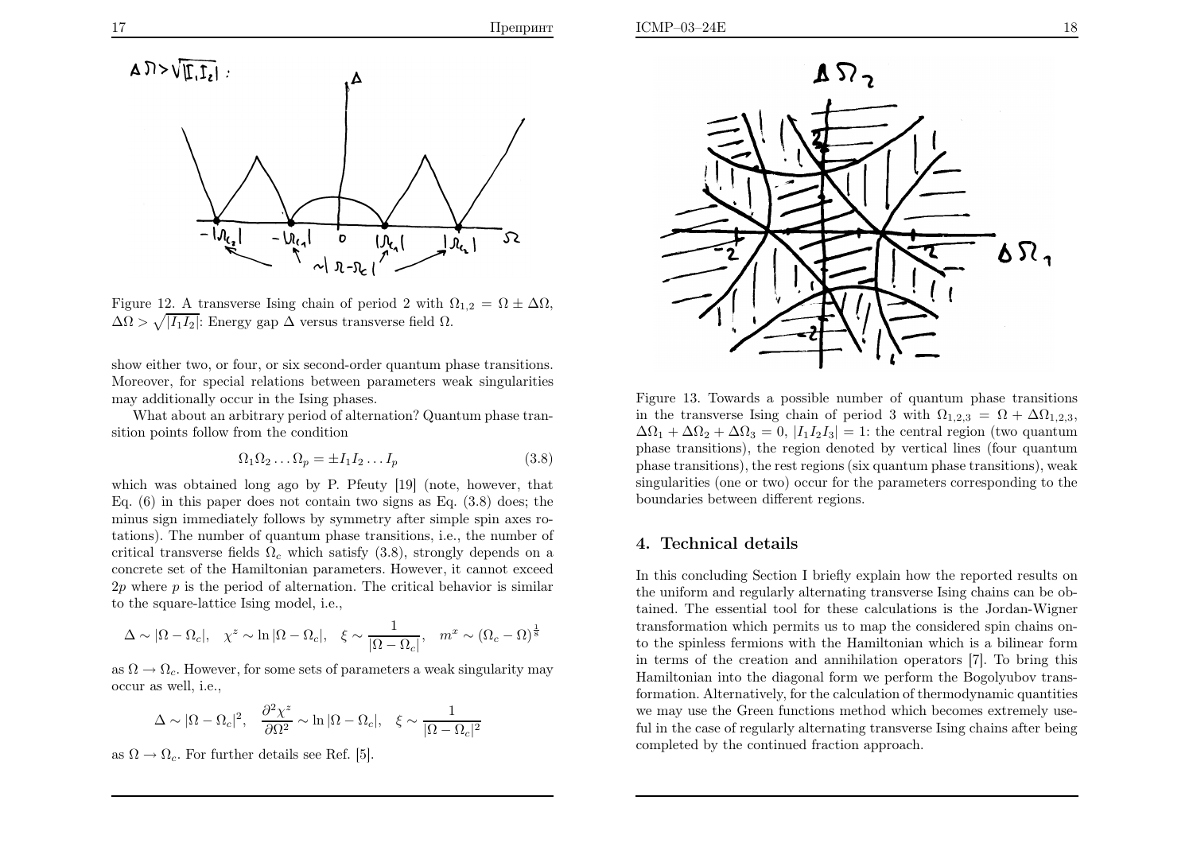Figure 12. A transverse Ising chain of period 2 with $\Omega_{1,2} = \Omega \pm \Delta\Omega$, $\Delta\Omega > \sqrt{|I_1 I_2|}$: Energy gap $\Delta$ versus transverse field $\Omega$.

show either two, or four, or six second-order quantum phase transitions. Moreover, for special relations between parameters weak singularities may additionally occur in the Ising phases.

What about an arbitrary period of alternation? Quantum phase transition points follow from the condition

$$\Omega_1 \Omega_2 \ldots \Omega_p = \pm I_1 I_2 \ldots I_p \tag{3.8}$$

which was obtained long ago by P. Pfeuty [19] (note, however, that Eq. (6) in this paper does not contain two signs as Eq. (3.8) does; the minus sign immediately follows by symmetry after simple spin axes rotations). The number of quantum phase transitions, i.e., the number of critical transverse fields $\Omega_c$ which satisfy (3.8), strongly depends on a concrete set of the Hamiltonian parameters. However, it cannot exceed $2p$ where $p$ is the period of alternation. The critical behavior is similar to the square-lattice Ising model, i.e.,

$$\Delta \sim |\Omega - \Omega_c|, \quad \chi^z \sim \ln|\Omega - \Omega_c|, \quad \xi \sim \frac{1}{|\Omega - \Omega_c|}, \quad m^x \sim (\Omega_c - \Omega)^{\frac{1}{8}}$$

as $\Omega \to \Omega_c$. However, for some sets of parameters a weak singularity may occur as well, i.e.,

$$\Delta \sim |\Omega - \Omega_c|^2, \quad \frac{\partial^2 \chi^z}{\partial \Omega^2} \sim \ln|\Omega - \Omega_c|, \quad \xi \sim \frac{1}{|\Omega - \Omega_c|^2}$$

as $\Omega \to \Omega_c$. For further details see Ref. [5].

Figure 13. Towards a possible number of quantum phase transitions in the transverse Ising chain of period 3 with $\Omega_{1,2,3} = \Omega + \Delta\Omega_{1,2,3}$, $\Delta\Omega_1 + \Delta\Omega_2 + \Delta\Omega_3 = 0$, $|I_1 I_2 I_3| = 1$: the central region (two quantum phase transitions), the region denoted by vertical lines (four quantum phase transitions), the rest regions (six quantum phase transitions), weak singularities (one or two) occur for the parameters corresponding to the boundaries between different regions.

## 4. Technical details

In this concluding Section I briefly explain how the reported results on the uniform and regularly alternating transverse Ising chains can be obtained. The essential tool for these calculations is the Jordan-Wigner transformation which permits us to map the considered spin chains onto the spinless fermions with the Hamiltonian which is a bilinear form in terms of the creation and annihilation operators [7]. To bring this Hamiltonian into the diagonal form we perform the Bogolyubov transformation. Alternatively, for the calculation of thermodynamic quantities we may use the Green functions method which becomes extremely useful in the case of regularly alternating transverse Ising chains after being completed by the continued fraction approach.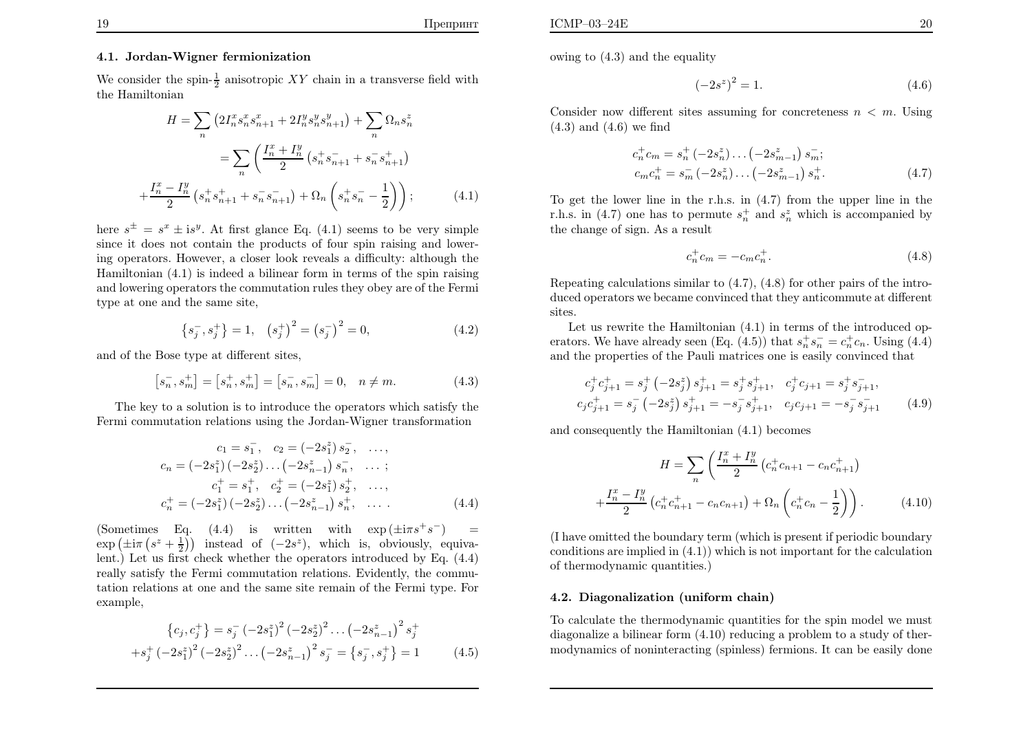### 4.1. Jordan-Wigner fermionization

We consider the spin-$\frac{1}{2}$ anisotropic $XY$ chain in a transverse field with the Hamiltonian

$$H = \sum_n \left(2I_n^x s_n^x s_{n+1}^x + 2I_n^y s_n^y s_{n+1}^y\right) + \sum_n \Omega_n s_n^z$$
$$= \sum_n \left( \frac{I_n^x + I_n^y}{2}\left(s_n^+ s_{n+1}^- + s_n^- s_{n+1}^+\right) \right.$$
$$\left. + \frac{I_n^x - I_n^y}{2}\left(s_n^+ s_{n+1}^+ + s_n^- s_{n+1}^-\right) + \Omega_n \left(s_n^+ s_n^- - \frac{1}{2}\right)\right); \tag{4.1}$$

here $s^{\pm} = s^x \pm \mathrm{i} s^y$. At first glance Eq. (4.1) seems to be very simple since it does not contain the products of four spin raising and lowering operators. However, a closer look reveals a difficulty: although the Hamiltonian (4.1) is indeed a bilinear form in terms of the spin raising and lowering operators the commutation rules they obey are of the Fermi type at one and the same site,

$$\left\{s_j^-, s_j^+\right\} = 1, \quad \left(s_j^+\right)^2 = \left(s_j^-\right)^2 = 0, \tag{4.2}$$

and of the Bose type at different sites,

$$\left[s_n^-, s_m^+\right] = \left[s_n^+, s_m^+\right] = \left[s_n^-, s_m^-\right] = 0, \quad n \neq m. \tag{4.3}$$

The key to a solution is to introduce the operators which satisfy the Fermi commutation relations using the Jordan-Wigner transformation

$$c_1 = s_1^-, \quad c_2 = \left(-2s_1^z\right) s_2^-, \quad \ldots,$$
$$c_n = \left(-2s_1^z\right)\left(-2s_2^z\right)\ldots\left(-2s_{n-1}^z\right) s_n^-, \quad \ldots;$$
$$c_1^+ = s_1^+, \quad c_2^+ = \left(-2s_1^z\right) s_2^+, \quad \ldots,$$
$$c_n^+ = \left(-2s_1^z\right)\left(-2s_2^z\right)\ldots\left(-2s_{n-1}^z\right) s_n^+, \quad \ldots. \tag{4.4}$$

(Sometimes Eq. (4.4) is written with $\exp\left(\pm \mathrm{i}\pi s^+ s^-\right) = \exp\left(\pm \mathrm{i}\pi \left(s^z + \frac{1}{2}\right)\right)$ instead of $\left(-2s^z\right)$, which is, obviously, equivalent.) Let us first check whether the operators introduced by Eq. (4.4) really satisfy the Fermi commutation relations. Evidently, the commutation relations at one and the same site remain of the Fermi type. For example,

$$\left\{c_j, c_j^+\right\} = s_j^- \left(-2s_1^z\right)^2\left(-2s_2^z\right)^2\ldots\left(-2s_{n-1}^z\right)^2 s_j^+$$
$$+ s_j^+ \left(-2s_1^z\right)^2\left(-2s_2^z\right)^2\ldots\left(-2s_{n-1}^z\right)^2 s_j^- = \left\{s_j^-, s_j^+\right\} = 1 \tag{4.5}$$

owing to (4.3) and the equality

$$\left(-2s^z\right)^2 = 1. \tag{4.6}$$

Consider now different sites assuming for concreteness $n < m$. Using (4.3) and (4.6) we find

$$c_n^+ c_m = s_n^+ \left(-2s_n^z\right)\ldots\left(-2s_{m-1}^z\right) s_m^-;$$
$$c_m c_n^+ = s_m^- \left(-2s_n^z\right)\ldots\left(-2s_{m-1}^z\right) s_n^+. \tag{4.7}$$

To get the lower line in the r.h.s. in (4.7) from the upper line in the r.h.s. in (4.7) one has to permute $s_n^+$ and $s_n^z$ which is accompanied by the change of sign. As a result

$$c_n^+ c_m = -c_m c_n^+. \tag{4.8}$$

Repeating calculations similar to (4.7), (4.8) for other pairs of the introduced operators we became convinced that they anticommute at different sites.

Let us rewrite the Hamiltonian (4.1) in terms of the introduced operators. We have already seen (Eq. (4.5)) that $s_n^+ s_n^- = c_n^+ c_n$. Using (4.4) and the properties of the Pauli matrices one is easily convinced that

$$c_j^+ c_{j+1}^+ = s_j^+ \left(-2s_j^z\right) s_{j+1}^+ = s_j^+ s_{j+1}^+, \quad c_j^+ c_{j+1} = s_j^+ s_{j+1}^-,$$
$$c_j c_{j+1}^+ = s_j^- \left(-2s_j^z\right) s_{j+1}^+ = -s_j^- s_{j+1}^+, \quad c_j c_{j+1} = -s_j^- s_{j+1}^- \tag{4.9}$$

and consequently the Hamiltonian (4.1) becomes

$$H = \sum_n \left( \frac{I_n^x + I_n^y}{2}\left(c_n^+ c_{n+1} - c_n c_{n+1}^+\right) \right.$$
$$\left. + \frac{I_n^x - I_n^y}{2}\left(c_n^+ c_{n+1}^+ - c_n c_{n+1}\right) + \Omega_n \left(c_n^+ c_n - \frac{1}{2}\right)\right). \tag{4.10}$$

(I have omitted the boundary term (which is present if periodic boundary conditions are implied in (4.1)) which is not important for the calculation of thermodynamic quantities.)

### 4.2. Diagonalization (uniform chain)

To calculate the thermodynamic quantities for the spin model we must diagonalize a bilinear form (4.10) reducing a problem to a study of thermodynamics of noninteracting (spinless) fermions. It can be easily done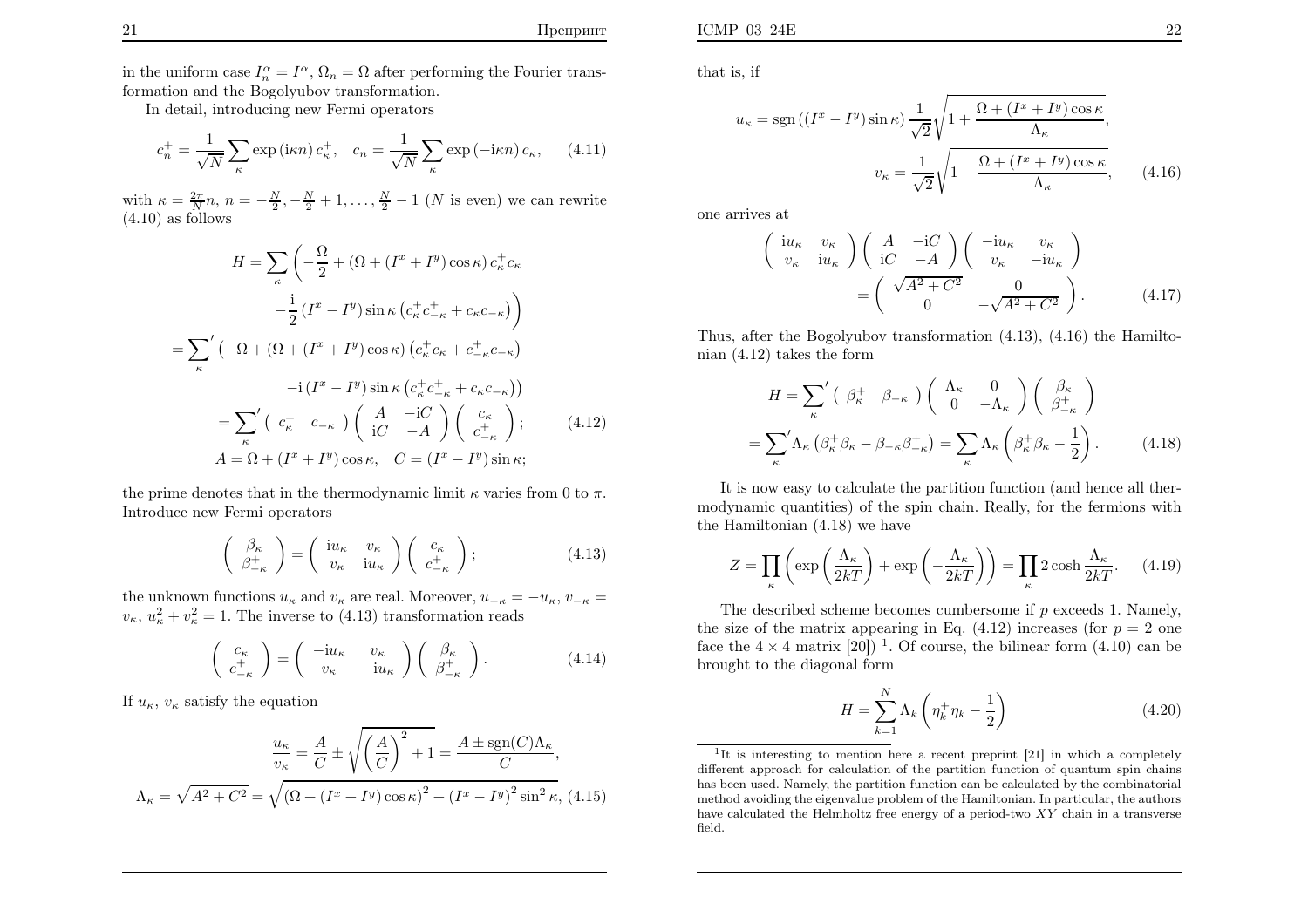in the uniform case $I_n^\alpha = I^\alpha$, $\Omega_n = \Omega$ after performing the Fourier transformation and the Bogolyubov transformation.

In detail, introducing new Fermi operators

$$c_n^+ = \frac{1}{\sqrt{N}} \sum_\kappa \exp\left(\mathrm{i}\kappa n\right) c_\kappa^+, \quad c_n = \frac{1}{\sqrt{N}} \sum_\kappa \exp\left(-\mathrm{i}\kappa n\right) c_\kappa, \tag{4.11}$$

with $\kappa = \frac{2\pi}{N} n$, $n = -\frac{N}{2}, -\frac{N}{2}+1, \ldots, \frac{N}{2}-1$ ($N$ is even) we can rewrite (4.10) as follows

$$\begin{aligned} H &= \sum_\kappa \left( -\frac{\Omega}{2} + \left(\Omega + \left(I^x + I^y\right)\cos\kappa\right) c_\kappa^+ c_\kappa \right. \\ &\qquad \left. - \frac{\mathrm{i}}{2}\left(I^x - I^y\right)\sin\kappa\left(c_\kappa^+ c_{-\kappa}^+ + c_\kappa c_{-\kappa}\right)\right) \\ &= {\sum_\kappa}' \left( -\Omega + \left(\Omega + \left(I^x + I^y\right)\cos\kappa\right)\left(c_\kappa^+ c_\kappa + c_{-\kappa}^+ c_{-\kappa}\right) \right. \\ &\qquad \left. - \mathrm{i}\left(I^x - I^y\right)\sin\kappa\left(c_\kappa^+ c_{-\kappa}^+ + c_\kappa c_{-\kappa}\right)\right) \\ &= {\sum_\kappa}' \left( \begin{array}{cc} c_\kappa^+ & c_{-\kappa} \end{array} \right) \left( \begin{array}{cc} A & -\mathrm{i}C \\ \mathrm{i}C & -A \end{array} \right) \left( \begin{array}{c} c_\kappa \\ c_{-\kappa}^+ \end{array} \right); \\ A &= \Omega + \left(I^x + I^y\right)\cos\kappa, \quad C = \left(I^x - I^y\right)\sin\kappa; \end{aligned} \tag{4.12}$$

the prime denotes that in the thermodynamic limit $\kappa$ varies from 0 to $\pi$. Introduce new Fermi operators

$$\left( \begin{array}{c} \beta_\kappa \\ \beta_{-\kappa}^+ \end{array} \right) = \left( \begin{array}{cc} \mathrm{i}u_\kappa & v_\kappa \\ v_\kappa & \mathrm{i}u_\kappa \end{array} \right) \left( \begin{array}{c} c_\kappa \\ c_{-\kappa}^+ \end{array} \right); \tag{4.13}$$

the unknown functions $u_\kappa$ and $v_\kappa$ are real. Moreover, $u_{-\kappa} = -u_\kappa$, $v_{-\kappa} = v_\kappa$, $u_\kappa^2 + v_\kappa^2 = 1$. The inverse to (4.13) transformation reads

$$\left( \begin{array}{c} c_\kappa \\ c_{-\kappa}^+ \end{array} \right) = \left( \begin{array}{cc} -\mathrm{i}u_\kappa & v_\kappa \\ v_\kappa & -\mathrm{i}u_\kappa \end{array} \right) \left( \begin{array}{c} \beta_\kappa \\ \beta_{-\kappa}^+ \end{array} \right). \tag{4.14}$$

If $u_\kappa$, $v_\kappa$ satisfy the equation

$$\begin{aligned} \frac{u_\kappa}{v_\kappa} &= \frac{A}{C} \pm \sqrt{\left(\frac{A}{C}\right)^2 + 1} = \frac{A \pm \mathrm{sgn}(C)\Lambda_\kappa}{C}, \\ \Lambda_\kappa &= \sqrt{A^2 + C^2} = \sqrt{\left(\Omega + \left(I^x + I^y\right)\cos\kappa\right)^2 + \left(I^x - I^y\right)^2 \sin^2\kappa}, \end{aligned} \tag{4.15}$$

that is, if

$$\begin{aligned} u_\kappa &= \mathrm{sgn}\left(\left(I^x - I^y\right)\sin\kappa\right) \frac{1}{\sqrt{2}} \sqrt{1 + \frac{\Omega + \left(I^x + I^y\right)\cos\kappa}{\Lambda_\kappa}}, \\ v_\kappa &= \frac{1}{\sqrt{2}} \sqrt{1 - \frac{\Omega + \left(I^x + I^y\right)\cos\kappa}{\Lambda_\kappa}}, \end{aligned} \tag{4.16}$$

one arrives at

$$\begin{aligned} &\left( \begin{array}{cc} \mathrm{i}u_\kappa & v_\kappa \\ v_\kappa & \mathrm{i}u_\kappa \end{array} \right) \left( \begin{array}{cc} A & -\mathrm{i}C \\ \mathrm{i}C & -A \end{array} \right) \left( \begin{array}{cc} -\mathrm{i}u_\kappa & v_\kappa \\ v_\kappa & -\mathrm{i}u_\kappa \end{array} \right) \\ &\qquad = \left( \begin{array}{cc} \sqrt{A^2 + C^2} & 0 \\ 0 & -\sqrt{A^2 + C^2} \end{array} \right). \end{aligned} \tag{4.17}$$

Thus, after the Bogolyubov transformation (4.13), (4.16) the Hamiltonian (4.12) takes the form

$$\begin{aligned} H &= {\sum_\kappa}' \left( \begin{array}{cc} \beta_\kappa^+ & \beta_{-\kappa} \end{array} \right) \left( \begin{array}{cc} \Lambda_\kappa & 0 \\ 0 & -\Lambda_\kappa \end{array} \right) \left( \begin{array}{c} \beta_\kappa \\ \beta_{-\kappa}^+ \end{array} \right) \\ &= {\sum_\kappa}' \Lambda_\kappa \left( \beta_\kappa^+ \beta_\kappa - \beta_{-\kappa}\beta_{-\kappa}^+ \right) = \sum_\kappa \Lambda_\kappa \left( \beta_\kappa^+ \beta_\kappa - \frac{1}{2} \right). \end{aligned} \tag{4.18}$$

It is now easy to calculate the partition function (and hence all thermodynamic quantities) of the spin chain. Really, for the fermions with the Hamiltonian (4.18) we have

$$Z = \prod_\kappa \left( \exp\left(\frac{\Lambda_\kappa}{2kT}\right) + \exp\left(-\frac{\Lambda_\kappa}{2kT}\right) \right) = \prod_\kappa 2\cosh\frac{\Lambda_\kappa}{2kT}. \tag{4.19}$$

The described scheme becomes cumbersome if $p$ exceeds 1. Namely, the size of the matrix appearing in Eq. (4.12) increases (for $p = 2$ one face the $4 \times 4$ matrix [20]) [1]. Of course, the bilinear form (4.10) can be brought to the diagonal form

$$H = \sum_{k=1}^{N} \Lambda_k \left( \eta_k^+ \eta_k - \frac{1}{2} \right) \tag{4.20}$$

[1] It is interesting to mention here a recent preprint [21] in which a completely different approach for calculation of the partition function of quantum spin chains has been used. Namely, the partition function can be calculated by the combinatorial method avoiding the eigenvalue problem of the Hamiltonian. In particular, the authors have calculated the Helmholtz free energy of a period-two $XY$ chain in a transverse field.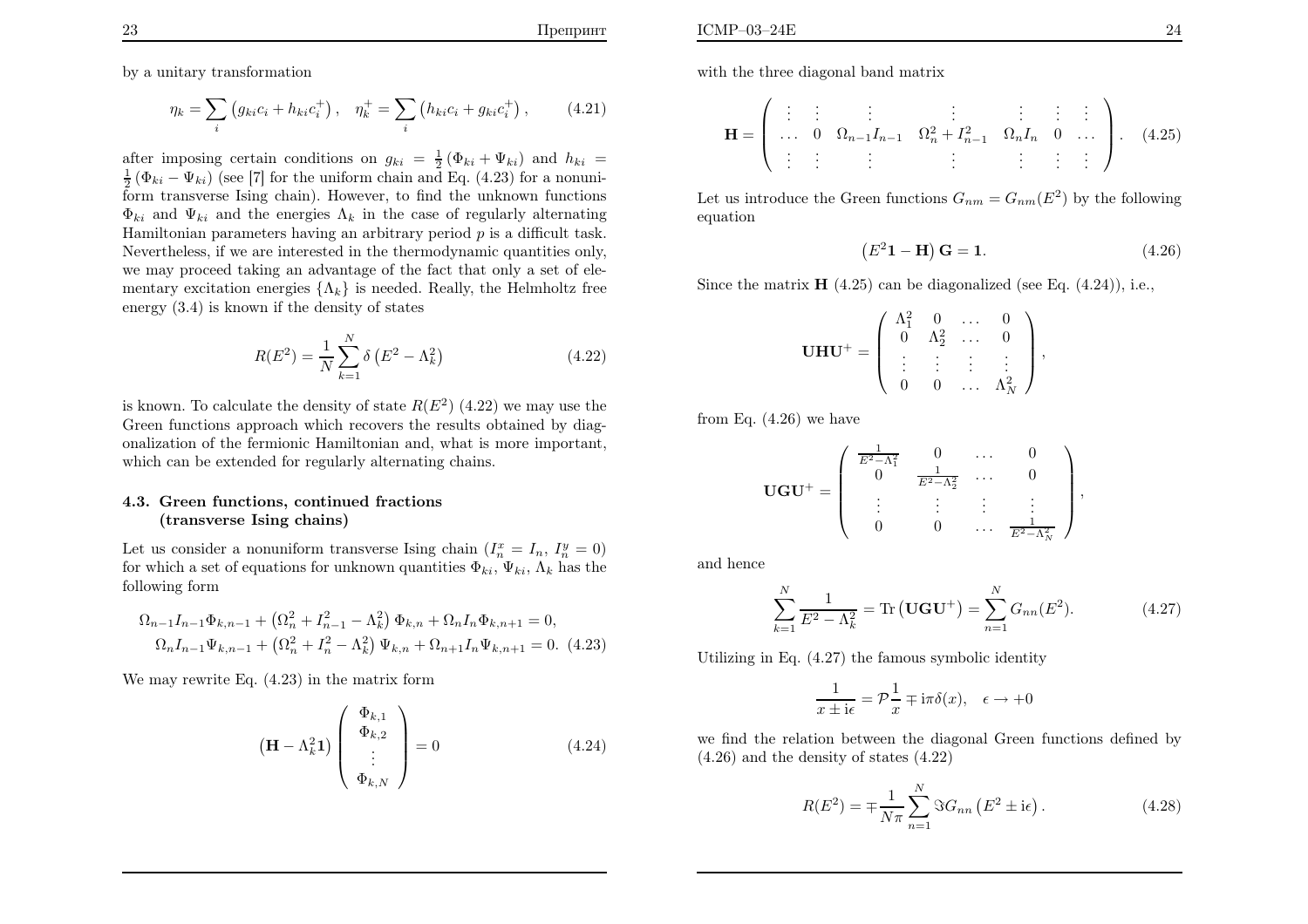by a unitary transformation

$$\eta_k = \sum_i \left(g_{ki}c_i + h_{ki}c_i^+\right), \quad \eta_k^+ = \sum_i \left(h_{ki}c_i + g_{ki}c_i^+\right), \tag{4.21}$$

after imposing certain conditions on $g_{ki} = \frac{1}{2}\left(\Phi_{ki} + \Psi_{ki}\right)$ and $h_{ki} = \frac{1}{2}\left(\Phi_{ki} - \Psi_{ki}\right)$ (see [7] for the uniform chain and Eq. (4.23) for a nonuniform transverse Ising chain). However, to find the unknown functions $\Phi_{ki}$ and $\Psi_{ki}$ and the energies $\Lambda_k$ in the case of regularly alternating Hamiltonian parameters having an arbitrary period $p$ is a difficult task. Nevertheless, if we are interested in the thermodynamic quantities only, we may proceed taking an advantage of the fact that only a set of elementary excitation energies $\{\Lambda_k\}$ is needed. Really, the Helmholtz free energy (3.4) is known if the density of states

$$R(E^2) = \frac{1}{N}\sum_{k=1}^{N} \delta\left(E^2 - \Lambda_k^2\right) \tag{4.22}$$

is known. To calculate the density of state $R(E^2)$ (4.22) we may use the Green functions approach which recovers the results obtained by diagonalization of the fermionic Hamiltonian and, what is more important, which can be extended for regularly alternating chains.

### 4.3. Green functions, continued fractions (transverse Ising chains)

Let us consider a nonuniform transverse Ising chain ($I_n^x = I_n$, $I_n^y = 0$) for which a set of equations for unknown quantities $\Phi_{ki}$, $\Psi_{ki}$, $\Lambda_k$ has the following form

$$\begin{aligned}
&\Omega_{n-1}I_{n-1}\Phi_{k,n-1} + \left(\Omega_n^2 + I_{n-1}^2 - \Lambda_k^2\right)\Phi_{k,n} + \Omega_n I_n \Phi_{k,n+1} = 0,\\
&\quad\Omega_n I_{n-1}\Psi_{k,n-1} + \left(\Omega_n^2 + I_n^2 - \Lambda_k^2\right)\Psi_{k,n} + \Omega_{n+1}I_n\Psi_{k,n+1} = 0.
\end{aligned} \tag{4.23}$$

We may rewrite Eq. (4.23) in the matrix form

$$\left(\mathbf{H} - \Lambda_k^2\mathbf{1}\right)\begin{pmatrix} \Phi_{k,1} \\ \Phi_{k,2} \\ \vdots \\ \Phi_{k,N}\end{pmatrix} = 0 \tag{4.24}$$

with the three diagonal band matrix

$$\mathbf{H} = \begin{pmatrix} \vdots & \vdots & \vdots & \vdots & \vdots & \vdots & \vdots \\ \ldots & 0 & \Omega_{n-1}I_{n-1} & \Omega_n^2 + I_{n-1}^2 & \Omega_n I_n & 0 & \ldots \\ \vdots & \vdots & \vdots & \vdots & \vdots & \vdots & \vdots \end{pmatrix}. \tag{4.25}$$

Let us introduce the Green functions $G_{nm} = G_{nm}(E^2)$ by the following equation

$$\left(E^2\mathbf{1} - \mathbf{H}\right)\mathbf{G} = \mathbf{1}. \tag{4.26}$$

Since the matrix $\mathbf{H}$ (4.25) can be diagonalized (see Eq. (4.24)), i.e.,

$$\mathbf{UHU}^+ = \begin{pmatrix} \Lambda_1^2 & 0 & \ldots & 0 \\ 0 & \Lambda_2^2 & \ldots & 0 \\ \vdots & \vdots & \vdots & \vdots \\ 0 & 0 & \ldots & \Lambda_N^2 \end{pmatrix},$$

from Eq. (4.26) we have

$$\mathbf{UGU}^+ = \begin{pmatrix} \frac{1}{E^2-\Lambda_1^2} & 0 & \ldots & 0 \\ 0 & \frac{1}{E^2-\Lambda_2^2} & \ldots & 0 \\ \vdots & \vdots & \vdots & \vdots \\ 0 & 0 & \ldots & \frac{1}{E^2-\Lambda_N^2} \end{pmatrix},$$

and hence

$$\sum_{k=1}^{N}\frac{1}{E^2 - \Lambda_k^2} = \mathrm{Tr}\left(\mathbf{UGU}^+\right) = \sum_{n=1}^{N} G_{nn}(E^2). \tag{4.27}$$

Utilizing in Eq. (4.27) the famous symbolic identity

$$\frac{1}{x \pm \mathrm{i}\epsilon} = \mathcal{P}\frac{1}{x} \mp \mathrm{i}\pi\delta(x), \quad \epsilon \to +0$$

we find the relation between the diagonal Green functions defined by (4.26) and the density of states (4.22)

$$R(E^2) = \mp\frac{1}{N\pi}\sum_{n=1}^{N}\Im G_{nn}\left(E^2 \pm \mathrm{i}\epsilon\right). \tag{4.28}$$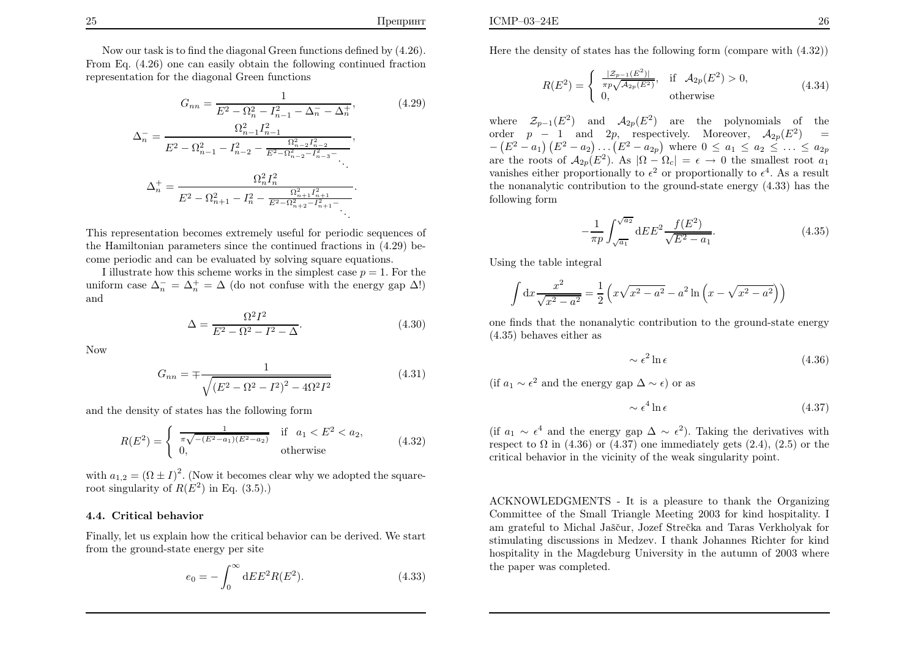Now our task is to find the diagonal Green functions defined by (4.26). From Eq. (4.26) one can easily obtain the following continued fraction representation for the diagonal Green functions

$$G_{nn} = \frac{1}{E^2 - \Omega_n^2 - I_{n-1}^2 - \Delta_n^- - \Delta_n^+}, \tag{4.29}$$

$$\Delta_n^- = \cfrac{\Omega_{n-1}^2 I_{n-1}^2}{E^2 - \Omega_{n-1}^2 - I_{n-2}^2 - \cfrac{\Omega_{n-2}^2 I_{n-2}^2}{E^2 - \Omega_{n-2}^2 - I_{n-3}^2 - \ddots}},$$

$$\Delta_n^+ = \cfrac{\Omega_n^2 I_n^2}{E^2 - \Omega_{n+1}^2 - I_n^2 - \cfrac{\Omega_{n+1}^2 I_{n+1}^2}{E^2 - \Omega_{n+2}^2 - I_{n+1}^2 - \ddots}}.$$

This representation becomes extremely useful for periodic sequences of the Hamiltonian parameters since the continued fractions in (4.29) become periodic and can be evaluated by solving square equations.

I illustrate how this scheme works in the simplest case $p = 1$. For the uniform case $\Delta_n^- = \Delta_n^+ = \Delta$ (do not confuse with the energy gap $\Delta$!) and

$$\Delta = \frac{\Omega^2 I^2}{E^2 - \Omega^2 - I^2 - \Delta}. \tag{4.30}$$

Now

$$G_{nn} = \mp \frac{1}{\sqrt{\left(E^2 - \Omega^2 - I^2\right)^2 - 4\Omega^2 I^2}} \tag{4.31}$$

and the density of states has the following form

$$R(E^2) = \begin{cases} \frac{1}{\pi\sqrt{-(E^2 - a_1)(E^2 - a_2)}} & \text{if } a_1 < E^2 < a_2, \\ 0, & \text{otherwise} \end{cases} \tag{4.32}$$

with $a_{1,2} = (\Omega \pm I)^2$. (Now it becomes clear why we adopted the square-root singularity of $R(E^2)$ in Eq. (3.5).)

### 4.4. Critical behavior

Finally, let us explain how the critical behavior can be derived. We start from the ground-state energy per site

$$e_0 = -\int_0^\infty \mathrm{d}E E^2 R(E^2). \tag{4.33}$$

Here the density of states has the following form (compare with (4.32))

$$R(E^2) = \begin{cases} \frac{|\mathcal{Z}_{p-1}(E^2)|}{\pi p \sqrt{\mathcal{A}_{2p}(E^2)}}, & \text{if } \mathcal{A}_{2p}(E^2) > 0, \\ 0, & \text{otherwise} \end{cases} \tag{4.34}$$

where $\mathcal{Z}_{p-1}(E^2)$ and $\mathcal{A}_{2p}(E^2)$ are the polynomials of the order $p-1$ and $2p$, respectively. Moreover, $\mathcal{A}_{2p}(E^2) = -\left(E^2 - a_1\right)\left(E^2 - a_2\right)\ldots\left(E^2 - a_{2p}\right)$ where $0 \le a_1 \le a_2 \le \ldots \le a_{2p}$ are the roots of $\mathcal{A}_{2p}(E^2)$. As $|\Omega - \Omega_c| = \epsilon \to 0$ the smallest root $a_1$ vanishes either proportionally to $\epsilon^2$ or proportionally to $\epsilon^4$. As a result the nonanalytic contribution to the ground-state energy (4.33) has the following form

$$-\frac{1}{\pi p}\int_{\sqrt{a_1}}^{\sqrt{a_2}} \mathrm{d}E E^2 \frac{f(E^2)}{\sqrt{E^2 - a_1}}. \tag{4.35}$$

Using the table integral

$$\int \mathrm{d}x \frac{x^2}{\sqrt{x^2 - a^2}} = \frac{1}{2}\left(x\sqrt{x^2 - a^2} - a^2 \ln\left(x - \sqrt{x^2 - a^2}\right)\right)$$

one finds that the nonanalytic contribution to the ground-state energy (4.35) behaves either as

$$\sim \epsilon^2 \ln \epsilon \tag{4.36}$$

(if $a_1 \sim \epsilon^2$ and the energy gap $\Delta \sim \epsilon$) or as

$$\sim \epsilon^4 \ln \epsilon \tag{4.37}$$

(if $a_1 \sim \epsilon^4$ and the energy gap $\Delta \sim \epsilon^2$). Taking the derivatives with respect to $\Omega$ in (4.36) or (4.37) one immediately gets (2.4), (2.5) or the critical behavior in the vicinity of the weak singularity point.

ACKNOWLEDGMENTS - It is a pleasure to thank the Organizing Committee of the Small Triangle Meeting 2003 for kind hospitality. I am grateful to Michal Jaščur, Jozef Strečka and Taras Verkholyak for stimulating discussions in Medzev. I thank Johannes Richter for kind hospitality in the Magdeburg University in the autumn of 2003 where the paper was completed.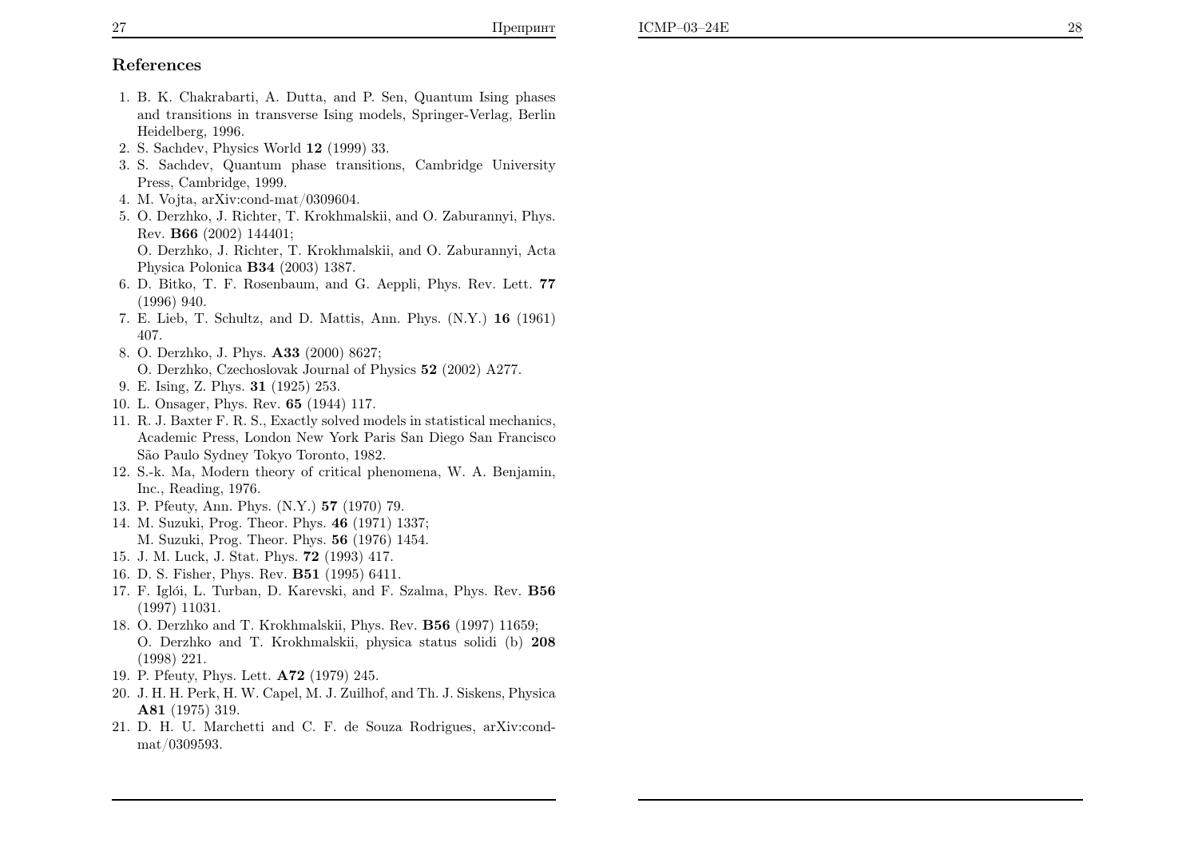## References

1. B. K. Chakrabarti, A. Dutta, and P. Sen, Quantum Ising phases and transitions in transverse Ising models, Springer-Verlag, Berlin Heidelberg, 1996.
2. S. Sachdev, Physics World **12** (1999) 33.
3. S. Sachdev, Quantum phase transitions, Cambridge University Press, Cambridge, 1999.
4. M. Vojta, arXiv:cond-mat/0309604.
5. O. Derzhko, J. Richter, T. Krokhmalskii, and O. Zaburannyi, Phys. Rev. **B66** (2002) 144401;
   O. Derzhko, J. Richter, T. Krokhmalskii, and O. Zaburannyi, Acta Physica Polonica **B34** (2003) 1387.
6. D. Bitko, T. F. Rosenbaum, and G. Aeppli, Phys. Rev. Lett. **77** (1996) 940.
7. E. Lieb, T. Schultz, and D. Mattis, Ann. Phys. (N.Y.) **16** (1961) 407.
8. O. Derzhko, J. Phys. **A33** (2000) 8627;
   O. Derzhko, Czechoslovak Journal of Physics **52** (2002) A277.
9. E. Ising, Z. Phys. **31** (1925) 253.
10. L. Onsager, Phys. Rev. **65** (1944) 117.
11. R. J. Baxter F. R. S., Exactly solved models in statistical mechanics, Academic Press, London New York Paris San Diego San Francisco São Paulo Sydney Tokyo Toronto, 1982.
12. S.-k. Ma, Modern theory of critical phenomena, W. A. Benjamin, Inc., Reading, 1976.
13. P. Pfeuty, Ann. Phys. (N.Y.) **57** (1970) 79.
14. M. Suzuki, Prog. Theor. Phys. **46** (1971) 1337;
    M. Suzuki, Prog. Theor. Phys. **56** (1976) 1454.
15. J. M. Luck, J. Stat. Phys. **72** (1993) 417.
16. D. S. Fisher, Phys. Rev. **B51** (1995) 6411.
17. F. Iglói, L. Turban, D. Karevski, and F. Szalma, Phys. Rev. **B56** (1997) 11031.
18. O. Derzhko and T. Krokhmalskii, Phys. Rev. **B56** (1997) 11659;
    O. Derzhko and T. Krokhmalskii, physica status solidi (b) **208** (1998) 221.
19. P. Pfeuty, Phys. Lett. **A72** (1979) 245.
20. J. H. H. Perk, H. W. Capel, M. J. Zuilhof, and Th. J. Siskens, Physica **A81** (1975) 319.
21. D. H. U. Marchetti and C. F. de Souza Rodrigues, arXiv:cond-mat/0309593.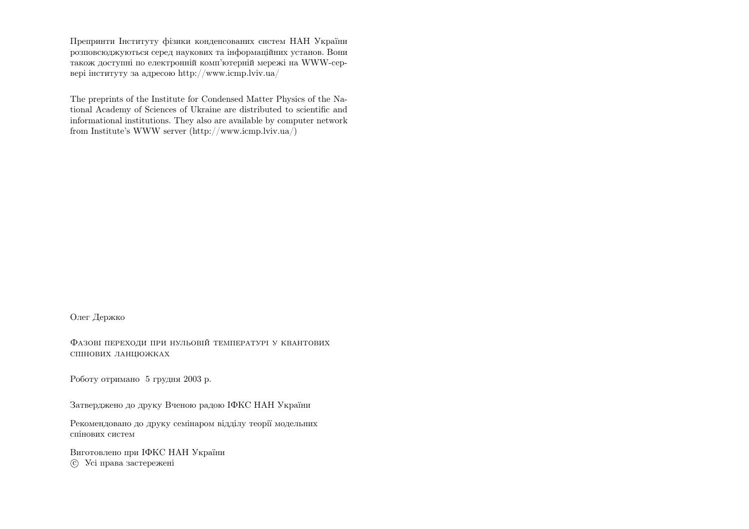Препринти Інституту фізики конденсованих систем НАН України розповсюджуються серед наукових та інформаційних установ. Вони також доступні по електронній комп'ютерній мережі на WWW-сервері інституту за адресою http://www.icmp.lviv.ua/

The preprints of the Institute for Condensed Matter Physics of the National Academy of Sciences of Ukraine are distributed to scientific and informational institutions. They also are available by computer network from Institute's WWW server (http://www.icmp.lviv.ua/)

Олег Держко

Фазові переходи при нульовій температурі у квантових спінових ланцюжках

Роботу отримано 5 грудня 2003 р.

Затверджено до друку Вченою радою ІФКС НАН України

Рекомендовано до друку семінаром відділу теорії модельних спінових систем

Виготовлено при ІФКС НАН України

© Усі права застережені